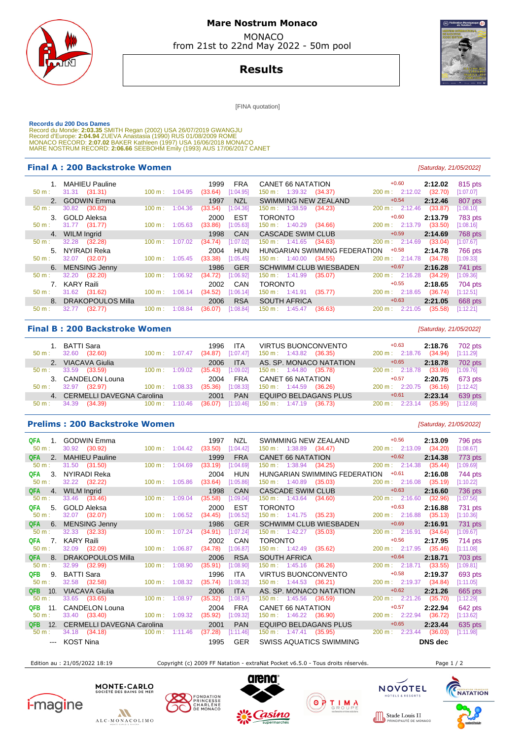# Mare Nostrum Monaco

MONACO
from 21st to 22nd May 2022 - 50m pool

## Results

[FINA quotation]

**Records du 200 Dos Dames**
Record du Monde: **2:03.35** SMITH Regan (2002) USA 26/07/2019 GWANGJU
Record d'Europe: **2:04.94** ZUEVA Anastasia (1990) RUS 01/08/2009 ROME
MONACO RECORD: **2:07.02** BAKER Kathleen (1997) USA 16/06/2018 MONACO
MARE NOSTRUM RECORD: **2:06.66** SEEBOHM Emily (1993) AUS 17/06/2017 CANET

### Final A : 200 Backstroke Women

*[Saturday, 21/05/2022]*

| Rank | Name | Year | Nat | Club | RT | Time | Pts |
|---|---|---|---|---|---|---|---|
| 1. | MAHIEU Pauline | 1999 | FRA | CANET 66 NATATION | +0.60 | 2:12.02 | 815 pts |
| | 50 m : 31.31 (31.31) · 100 m : 1:04.95 (33.64) [1:04.95] · 150 m : 1:39.32 (34.37) · 200 m : 2:12.02 (32.70) [1:07.07] | | | | | | |
| 2. | GODWIN Emma | 1997 | NZL | SWIMMING NEW ZEALAND | +0.54 | 2:12.46 | 807 pts |
| | 50 m : 30.82 (30.82) · 100 m : 1:04.36 (33.54) [1:04.36] · 150 m : 1:38.59 (34.23) · 200 m : 2:12.46 (33.87) [1:08.10] | | | | | | |
| 3. | GOLD Aleksa | 2000 | EST | TORONTO | +0.60 | 2:13.79 | 783 pts |
| | 50 m : 31.77 (31.77) · 100 m : 1:05.63 (33.86) [1:05.63] · 150 m : 1:40.29 (34.66) · 200 m : 2:13.79 (33.50) [1:08.16] | | | | | | |
| 4. | WILM Ingrid | 1998 | CAN | CASCADE SWIM CLUB | +0.59 | 2:14.69 | 768 pts |
| | 50 m : 32.28 (32.28) · 100 m : 1:07.02 (34.74) [1:07.02] · 150 m : 1:41.65 (34.63) · 200 m : 2:14.69 (33.04) [1:07.67] | | | | | | |
| 5. | NYIRADI Reka | 2004 | HUN | HUNGARIAN SWIMMING FEDERATION | +0.58 | 2:14.78 | 766 pts |
| | 50 m : 32.07 (32.07) · 100 m : 1:05.45 (33.38) [1:05.45] · 150 m : 1:40.00 (34.55) · 200 m : 2:14.78 (34.78) [1:09.33] | | | | | | |
| 6. | MENSING Jenny | 1986 | GER | SCHWIMM CLUB WIESBADEN | +0.67 | 2:16.28 | 741 pts |
| | 50 m : 32.20 (32.20) · 100 m : 1:06.92 (34.72) [1:06.92] · 150 m : 1:41.99 (35.07) · 200 m : 2:16.28 (34.29) [1:09.36] | | | | | | |
| 7. | KARY Raili | 2002 | CAN | TORONTO | +0.55 | 2:18.65 | 704 pts |
| | 50 m : 31.62 (31.62) · 100 m : 1:06.14 (34.52) [1:06.14] · 150 m : 1:41.91 (35.77) · 200 m : 2:18.65 (36.74) [1:12.51] | | | | | | |
| 8. | DRAKOPOULOS Milla | 2006 | RSA | SOUTH AFRICA | +0.63 | 2:21.05 | 668 pts |
| | 50 m : 32.77 (32.77) · 100 m : 1:08.84 (36.07) [1:08.84] · 150 m : 1:45.47 (36.63) · 200 m : 2:21.05 (35.58) [1:12.21] | | | | | | |

### Final B : 200 Backstroke Women

*[Saturday, 21/05/2022]*

| Rank | Name | Year | Nat | Club | RT | Time | Pts |
|---|---|---|---|---|---|---|---|
| 1. | BATTI Sara | 1996 | ITA | VIRTUS BUONCONVENTO | +0.63 | 2:18.76 | 702 pts |
| | 50 m : 32.60 (32.60) · 100 m : 1:07.47 (34.87) [1:07.47] · 150 m : 1:43.82 (36.35) · 200 m : 2:18.76 (34.94) [1:11.29] | | | | | | |
| 2. | VIACAVA Giulia | 2006 | ITA | AS. SP. MONACO NATATION | +0.65 | 2:18.78 | 702 pts |
| | 50 m : 33.59 (33.59) · 100 m : 1:09.02 (35.43) [1:09.02] · 150 m : 1:44.80 (35.78) · 200 m : 2:18.78 (33.98) [1:09.76] | | | | | | |
| 3. | CANDELON Louna | 2004 | FRA | CANET 66 NATATION | +0.57 | 2:20.75 | 673 pts |
| | 50 m : 32.97 (32.97) · 100 m : 1:08.33 (35.36) [1:08.33] · 150 m : 1:44.59 (36.26) · 200 m : 2:20.75 (36.16) [1:12.42] | | | | | | |
| 4. | CERMELLI DAVEGNA Carolina | 2001 | PAN | EQUIPO BELDAGANS PLUS | +0.61 | 2:23.14 | 639 pts |
| | 50 m : 34.39 (34.39) · 100 m : 1:10.46 (36.07) [1:10.46] · 150 m : 1:47.19 (36.73) · 200 m : 2:23.14 (35.95) [1:12.68] | | | | | | |

### Prelims : 200 Backstroke Women

*[Saturday, 21/05/2022]*

| Q | Rank | Name | Year | Nat | Club | RT | Time | Pts |
|---|---|---|---|---|---|---|---|---|
| QFA | 1. | GODWIN Emma | 1997 | NZL | SWIMMING NEW ZEALAND | +0.56 | 2:13.09 | 796 pts |
| | | 50 m : 30.92 (30.92) · 100 m : 1:04.42 (33.50) [1:04.42] · 150 m : 1:38.89 (34.47) · 200 m : 2:13.09 (34.20) [1:08.67] | | | | | | |
| QFA | 2. | MAHIEU Pauline | 1999 | FRA | CANET 66 NATATION | +0.62 | 2:14.38 | 773 pts |
| | | 50 m : 31.50 (31.50) · 100 m : 1:04.69 (33.19) [1:04.69] · 150 m : 1:38.94 (34.25) · 200 m : 2:14.38 (35.44) [1:09.69] | | | | | | |
| QFA | 3. | NYIRADI Reka | 2004 | HUN | HUNGARIAN SWIMMING FEDERATION | +0.61 | 2:16.08 | 744 pts |
| | | 50 m : 32.22 (32.22) · 100 m : 1:05.86 (33.64) [1:05.86] · 150 m : 1:40.89 (35.03) · 200 m : 2:16.08 (35.19) [1:10.22] | | | | | | |
| QFA | 4. | WILM Ingrid | 1998 | CAN | CASCADE SWIM CLUB | +0.63 | 2:16.60 | 736 pts |
| | | 50 m : 33.46 (33.46) · 100 m : 1:09.04 (35.58) [1:09.04] · 150 m : 1:43.64 (34.60) · 200 m : 2:16.60 (32.96) [1:07.56] | | | | | | |
| QFA | 5. | GOLD Aleksa | 2000 | EST | TORONTO | +0.63 | 2:16.88 | 731 pts |
| | | 50 m : 32.07 (32.07) · 100 m : 1:06.52 (34.45) [1:06.52] · 150 m : 1:41.75 (35.23) · 200 m : 2:16.88 (35.13) [1:10.36] | | | | | | |
| QFA | 6. | MENSING Jenny | 1986 | GER | SCHWIMM CLUB WIESBADEN | +0.69 | 2:16.91 | 731 pts |
| | | 50 m : 32.33 (32.33) · 100 m : 1:07.24 (34.91) [1:07.24] · 150 m : 1:42.27 (35.03) · 200 m : 2:16.91 (34.64) [1:09.67] | | | | | | |
| QFA | 7. | KARY Raili | 2002 | CAN | TORONTO | +0.56 | 2:17.95 | 714 pts |
| | | 50 m : 32.09 (32.09) · 100 m : 1:06.87 (34.78) [1:06.87] · 150 m : 1:42.49 (35.62) · 200 m : 2:17.95 (35.46) [1:11.08] | | | | | | |
| QFA | 8. | DRAKOPOULOS Milla | 2006 | RSA | SOUTH AFRICA | +0.64 | 2:18.71 | 703 pts |
| | | 50 m : 32.99 (32.99) · 100 m : 1:08.90 (35.91) [1:08.90] · 150 m : 1:45.16 (36.26) · 200 m : 2:18.71 (33.55) [1:09.81] | | | | | | |
| QFB | 9. | BATTI Sara | 1996 | ITA | VIRTUS BUONCONVENTO | +0.58 | 2:19.37 | 693 pts |
| | | 50 m : 32.58 (32.58) · 100 m : 1:08.32 (35.74) [1:08.32] · 150 m : 1:44.53 (36.21) · 200 m : 2:19.37 (34.84) [1:11.05] | | | | | | |
| QFB | 10. | VIACAVA Giulia | 2006 | ITA | AS. SP. MONACO NATATION | +0.62 | 2:21.26 | 665 pts |
| | | 50 m : 33.65 (33.65) · 100 m : 1:08.97 (35.32) [1:08.97] · 150 m : 1:45.56 (36.59) · 200 m : 2:21.26 (35.70) [1:12.29] | | | | | | |
| QFB | 11. | CANDELON Louna | 2004 | FRA | CANET 66 NATATION | +0.57 | 2:22.94 | 642 pts |
| | | 50 m : 33.40 (33.40) · 100 m : 1:09.32 (35.92) [1:09.32] · 150 m : 1:46.22 (36.90) · 200 m : 2:22.94 (36.72) [1:13.62] | | | | | | |
| QFB | 12. | CERMELLI DAVEGNA Carolina | 2001 | PAN | EQUIPO BELDAGANS PLUS | +0.65 | 2:23.44 | 635 pts |
| | | 50 m : 34.18 (34.18) · 100 m : 1:11.46 (37.28) [1:11.46] · 150 m : 1:47.41 (35.95) · 200 m : 2:23.44 (36.03) [1:11.98] | | | | | | |
| | --- | KOST Nina | 1995 | GER | SWISS AQUATICS SWIMMING | | DNS dec | |

Edition au : 21/05/2022 18:19 — Copyright (c) 2009 FF Natation - extraNat Pocket v6.5.0 - Tous droits réservés.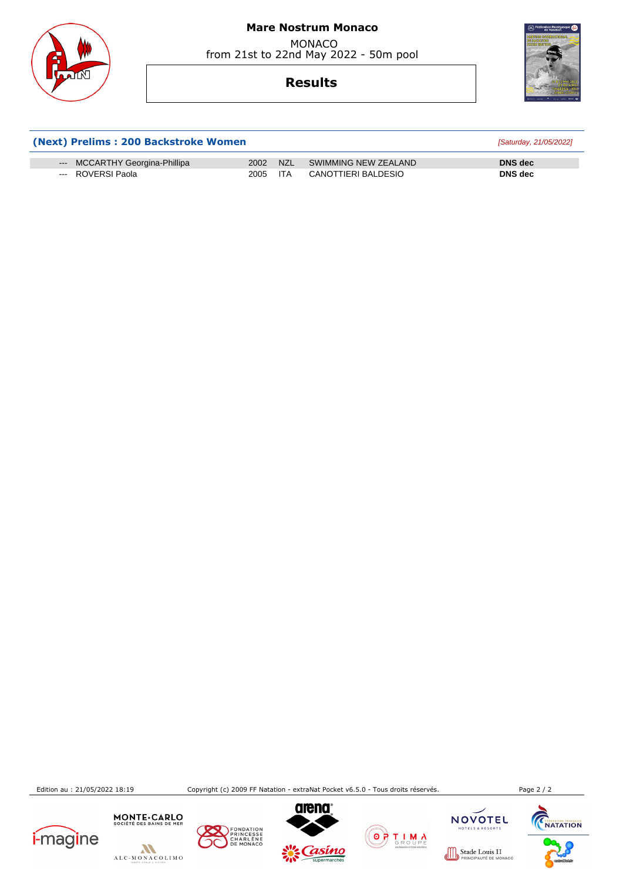**Mare Nostrum Monaco**

MONACO
from 21st to 22nd May 2022 - 50m pool

## Results

### (Next) Prelims : 200 Backstroke Women

*[Saturday, 21/05/2022]*

| | | | | | |
|---|---|---|---|---|---|
| --- | MCCARTHY Georgina-Phillipa | 2002 | NZL | SWIMMING NEW ZEALAND | **DNS dec** |
| --- | ROVERSI Paola | 2005 | ITA | CANOTTIERI BALDESIO | **DNS dec** |

Edition au : 21/05/2022 18:19 Copyright (c) 2009 FF Natation - extraNat Pocket v6.5.0 - Tous droits réservés.